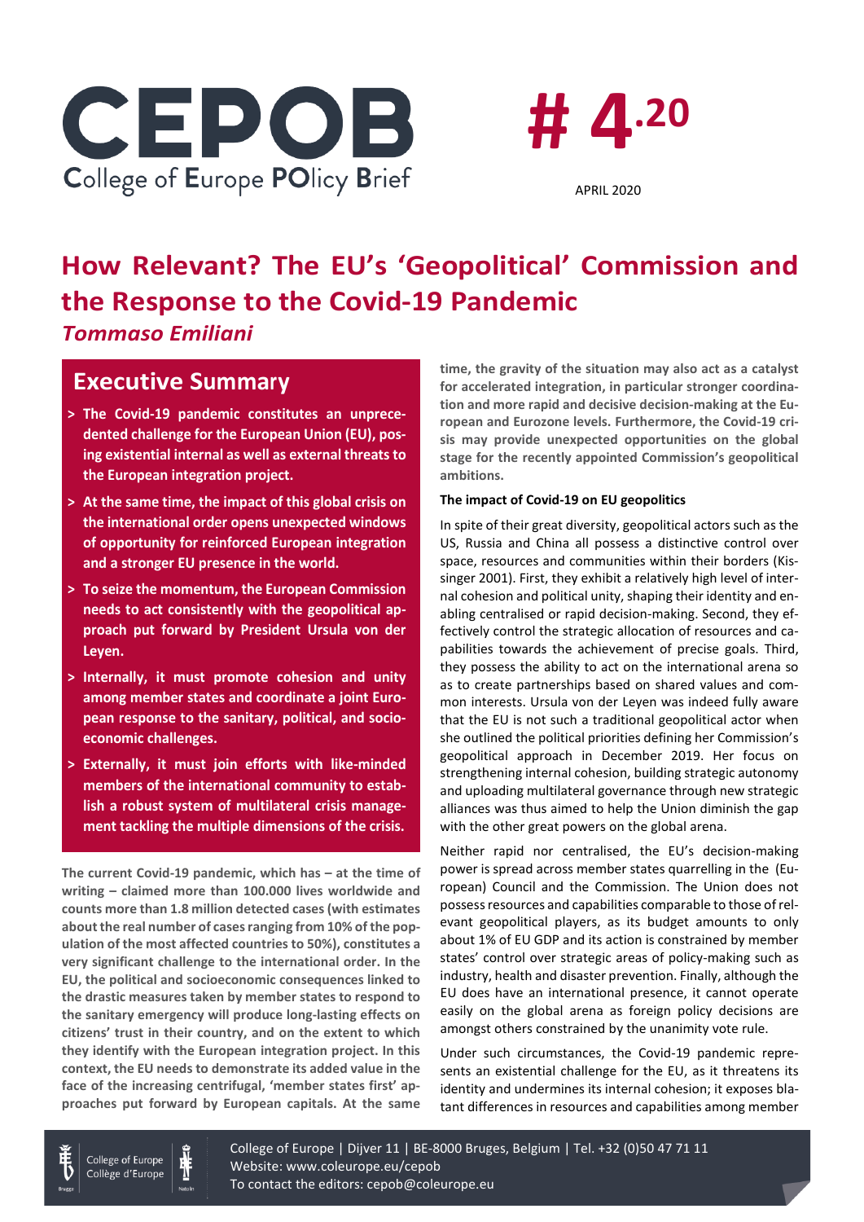# CEPOB

College of Europe POlicy Brief

# # 4.20

APRIL 2020

# How Relevant? The EU's 'Geopolitical' Commission and the Response to the Covid-19 Pandemic

*Tommaso Emiliani*

## Executive Summary

- **The Covid-19 pandemic constitutes an unprecedented challenge for the European Union (EU), posing existential internal as well as external threats to the European integration project.**
- **At the same time, the impact of this global crisis on the international order opens unexpected windows of opportunity for reinforced European integration and a stronger EU presence in the world.**
- **To seize the momentum, the European Commission needs to act consistently with the geopolitical approach put forward by President Ursula von der Leyen.**
- **Internally, it must promote cohesion and unity among member states and coordinate a joint European response to the sanitary, political, and socioeconomic challenges.**
- **Externally, it must join efforts with like-minded members of the international community to establish a robust system of multilateral crisis management tackling the multiple dimensions of the crisis.**

**The current Covid-19 pandemic, which has – at the time of writing – claimed more than 100.000 lives worldwide and counts more than 1.8 million detected cases (with estimates about the real number of cases ranging from 10% of the population of the most affected countries to 50%), constitutes a very significant challenge to the international order. In the EU, the political and socioeconomic consequences linked to the drastic measures taken by member states to respond to the sanitary emergency will produce long-lasting effects on citizens' trust in their country, and on the extent to which they identify with the European integration project. In this context, the EU needs to demonstrate its added value in the face of the increasing centrifugal, 'member states first' approaches put forward by European capitals. At the same time, the gravity of the situation may also act as a catalyst for accelerated integration, in particular stronger coordination and more rapid and decisive decision-making at the European and Eurozone levels. Furthermore, the Covid-19 crisis may provide unexpected opportunities on the global stage for the recently appointed Commission's geopolitical ambitions.**

### The impact of Covid-19 on EU geopolitics

In spite of their great diversity, geopolitical actors such as the US, Russia and China all possess a distinctive control over space, resources and communities within their borders (Kissinger 2001). First, they exhibit a relatively high level of internal cohesion and political unity, shaping their identity and enabling centralised or rapid decision-making. Second, they effectively control the strategic allocation of resources and capabilities towards the achievement of precise goals. Third, they possess the ability to act on the international arena so as to create partnerships based on shared values and common interests. Ursula von der Leyen was indeed fully aware that the EU is not such a traditional geopolitical actor when she outlined the political priorities defining her Commission's geopolitical approach in December 2019. Her focus on strengthening internal cohesion, building strategic autonomy and uploading multilateral governance through new strategic alliances was thus aimed to help the Union diminish the gap with the other great powers on the global arena.

Neither rapid nor centralised, the EU's decision-making power is spread across member states quarrelling in the (European) Council and the Commission. The Union does not possess resources and capabilities comparable to those of relevant geopolitical players, as its budget amounts to only about 1% of EU GDP and its action is constrained by member states' control over strategic areas of policy-making such as industry, health and disaster prevention. Finally, although the EU does have an international presence, it cannot operate easily on the global arena as foreign policy decisions are amongst others constrained by the unanimity vote rule.

Under such circumstances, the Covid-19 pandemic represents an existential challenge for the EU, as it threatens its identity and undermines its internal cohesion; it exposes blatant differences in resources and capabilities among member

College of Europe | Dijver 11 | BE-8000 Bruges, Belgium | Tel. +32 (0)50 47 71 11
Website: www.coleurope.eu/cepob
To contact the editors: cepob@coleurope.eu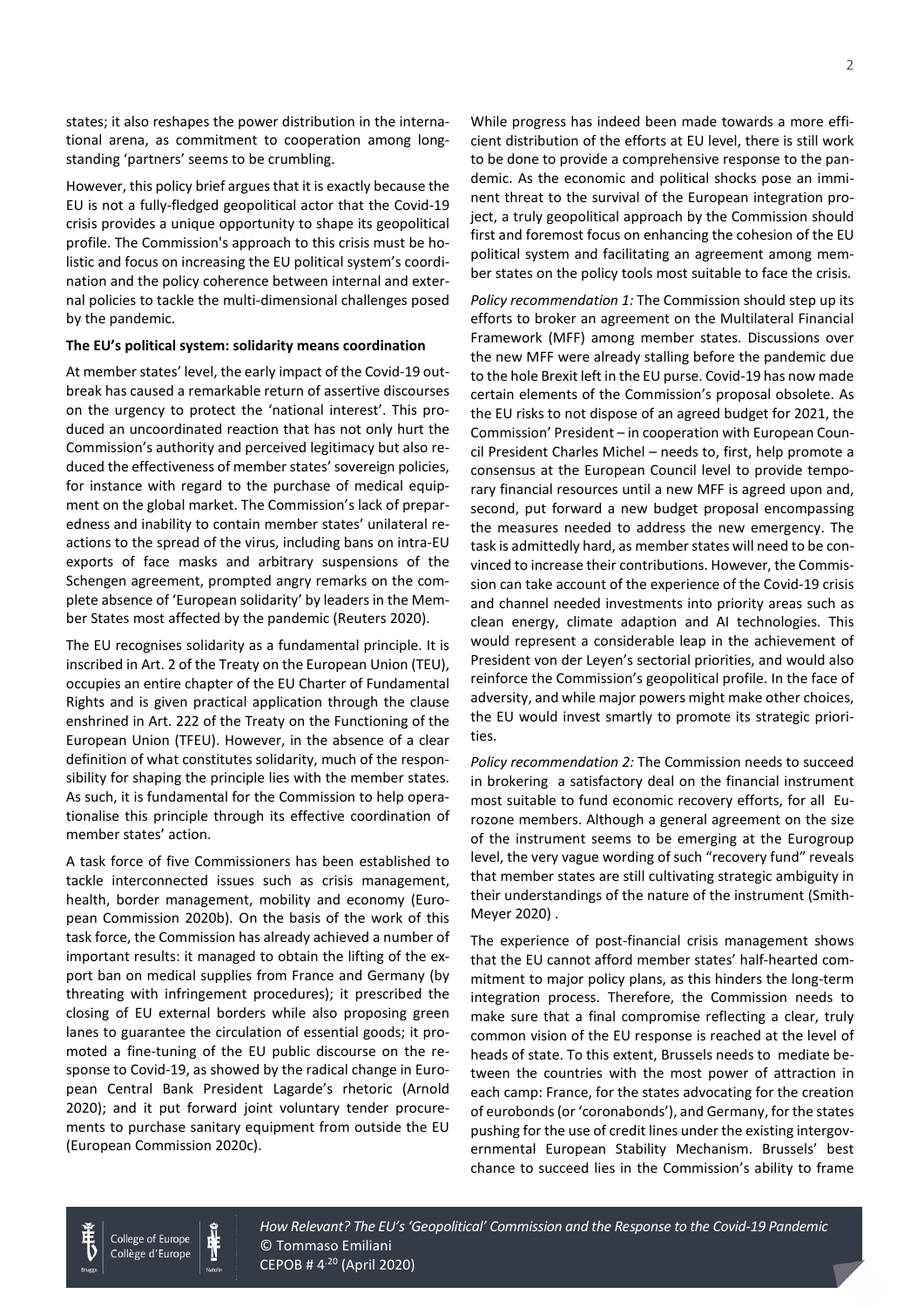states; it also reshapes the power distribution in the international arena, as commitment to cooperation among longstanding 'partners' seems to be crumbling.

However, this policy brief argues that it is exactly because the EU is not a fully-fledged geopolitical actor that the Covid-19 crisis provides a unique opportunity to shape its geopolitical profile. The Commission's approach to this crisis must be holistic and focus on increasing the EU political system's coordination and the policy coherence between internal and external policies to tackle the multi-dimensional challenges posed by the pandemic.

**The EU's political system: solidarity means coordination**

At member states' level, the early impact of the Covid-19 outbreak has caused a remarkable return of assertive discourses on the urgency to protect the 'national interest'. This produced an uncoordinated reaction that has not only hurt the Commission's authority and perceived legitimacy but also reduced the effectiveness of member states' sovereign policies, for instance with regard to the purchase of medical equipment on the global market. The Commission's lack of preparedness and inability to contain member states' unilateral reactions to the spread of the virus, including bans on intra-EU exports of face masks and arbitrary suspensions of the Schengen agreement, prompted angry remarks on the complete absence of 'European solidarity' by leaders in the Member States most affected by the pandemic (Reuters 2020).

The EU recognises solidarity as a fundamental principle. It is inscribed in Art. 2 of the Treaty on the European Union (TEU), occupies an entire chapter of the EU Charter of Fundamental Rights and is given practical application through the clause enshrined in Art. 222 of the Treaty on the Functioning of the European Union (TFEU). However, in the absence of a clear definition of what constitutes solidarity, much of the responsibility for shaping the principle lies with the member states. As such, it is fundamental for the Commission to help operationalise this principle through its effective coordination of member states' action.

A task force of five Commissioners has been established to tackle interconnected issues such as crisis management, health, border management, mobility and economy (European Commission 2020b). On the basis of the work of this task force, the Commission has already achieved a number of important results: it managed to obtain the lifting of the export ban on medical supplies from France and Germany (by threating with infringement procedures); it prescribed the closing of EU external borders while also proposing green lanes to guarantee the circulation of essential goods; it promoted a fine-tuning of the EU public discourse on the response to Covid-19, as showed by the radical change in European Central Bank President Lagarde's rhetoric (Arnold 2020); and it put forward joint voluntary tender procurements to purchase sanitary equipment from outside the EU (European Commission 2020c).

While progress has indeed been made towards a more efficient distribution of the efforts at EU level, there is still work to be done to provide a comprehensive response to the pandemic. As the economic and political shocks pose an imminent threat to the survival of the European integration project, a truly geopolitical approach by the Commission should first and foremost focus on enhancing the cohesion of the EU political system and facilitating an agreement among member states on the policy tools most suitable to face the crisis.

*Policy recommendation 1:* The Commission should step up its efforts to broker an agreement on the Multilateral Financial Framework (MFF) among member states. Discussions over the new MFF were already stalling before the pandemic due to the hole Brexit left in the EU purse. Covid-19 has now made certain elements of the Commission's proposal obsolete. As the EU risks to not dispose of an agreed budget for 2021, the Commission' President – in cooperation with European Council President Charles Michel – needs to, first, help promote a consensus at the European Council level to provide temporary financial resources until a new MFF is agreed upon and, second, put forward a new budget proposal encompassing the measures needed to address the new emergency. The task is admittedly hard, as member states will need to be convinced to increase their contributions. However, the Commission can take account of the experience of the Covid-19 crisis and channel needed investments into priority areas such as clean energy, climate adaption and AI technologies. This would represent a considerable leap in the achievement of President von der Leyen's sectorial priorities, and would also reinforce the Commission's geopolitical profile. In the face of adversity, and while major powers might make other choices, the EU would invest smartly to promote its strategic priorities.

*Policy recommendation 2:* The Commission needs to succeed in brokering a satisfactory deal on the financial instrument most suitable to fund economic recovery efforts, for all Eurozone members. Although a general agreement on the size of the instrument seems to be emerging at the Eurogroup level, the very vague wording of such "recovery fund" reveals that member states are still cultivating strategic ambiguity in their understandings of the nature of the instrument (Smith-Meyer 2020) .

The experience of post-financial crisis management shows that the EU cannot afford member states' half-hearted commitment to major policy plans, as this hinders the long-term integration process. Therefore, the Commission needs to make sure that a final compromise reflecting a clear, truly common vision of the EU response is reached at the level of heads of state. To this extent, Brussels needs to mediate between the countries with the most power of attraction in each camp: France, for the states advocating for the creation of eurobonds (or 'coronabonds'), and Germany, for the states pushing for the use of credit lines under the existing intergovernmental European Stability Mechanism. Brussels' best chance to succeed lies in the Commission's ability to frame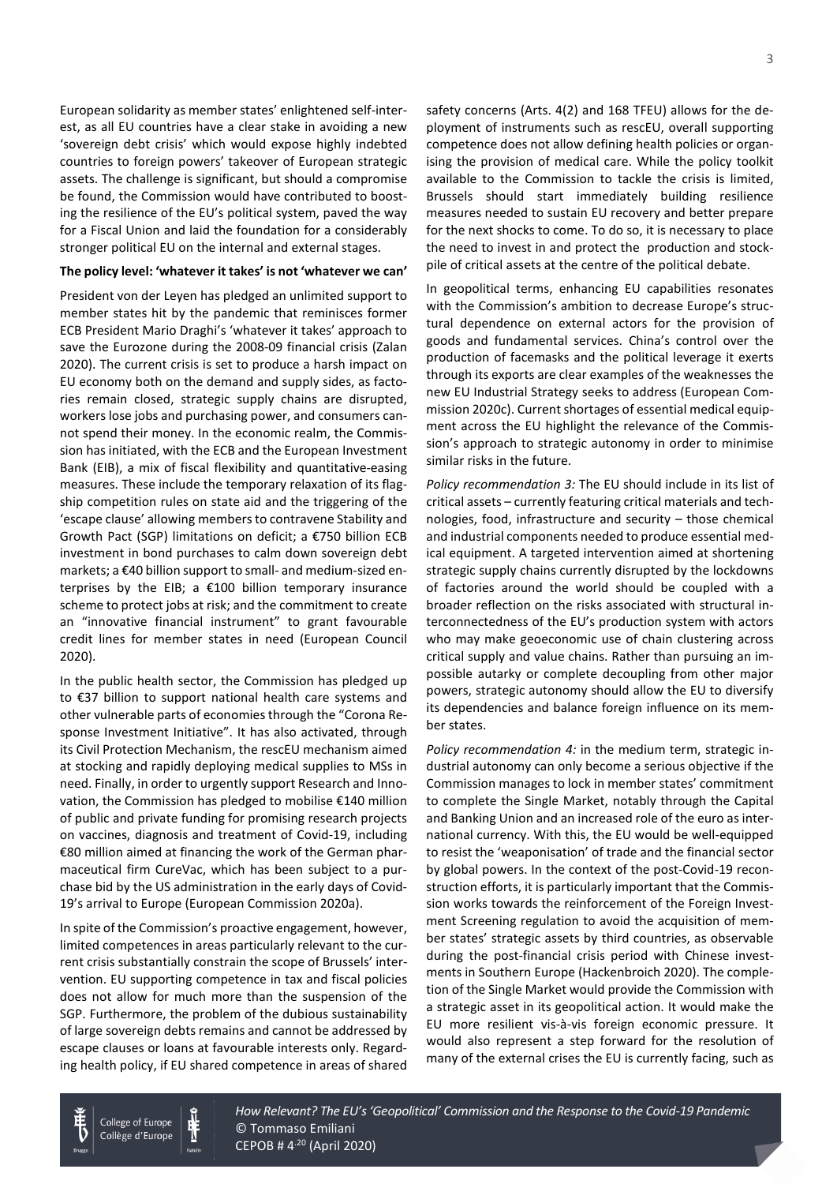European solidarity as member states' enlightened self-interest, as all EU countries have a clear stake in avoiding a new 'sovereign debt crisis' which would expose highly indebted countries to foreign powers' takeover of European strategic assets. The challenge is significant, but should a compromise be found, the Commission would have contributed to boosting the resilience of the EU's political system, paved the way for a Fiscal Union and laid the foundation for a considerably stronger political EU on the internal and external stages.

**The policy level: 'whatever it takes' is not 'whatever we can'**

President von der Leyen has pledged an unlimited support to member states hit by the pandemic that reminisces former ECB President Mario Draghi's 'whatever it takes' approach to save the Eurozone during the 2008-09 financial crisis (Zalan 2020). The current crisis is set to produce a harsh impact on EU economy both on the demand and supply sides, as factories remain closed, strategic supply chains are disrupted, workers lose jobs and purchasing power, and consumers cannot spend their money. In the economic realm, the Commission has initiated, with the ECB and the European Investment Bank (EIB), a mix of fiscal flexibility and quantitative-easing measures. These include the temporary relaxation of its flagship competition rules on state aid and the triggering of the 'escape clause' allowing members to contravene Stability and Growth Pact (SGP) limitations on deficit; a €750 billion ECB investment in bond purchases to calm down sovereign debt markets; a €40 billion support to small- and medium-sized enterprises by the EIB; a €100 billion temporary insurance scheme to protect jobs at risk; and the commitment to create an "innovative financial instrument" to grant favourable credit lines for member states in need (European Council 2020).

In the public health sector, the Commission has pledged up to €37 billion to support national health care systems and other vulnerable parts of economies through the "Corona Response Investment Initiative". It has also activated, through its Civil Protection Mechanism, the rescEU mechanism aimed at stocking and rapidly deploying medical supplies to MSs in need. Finally, in order to urgently support Research and Innovation, the Commission has pledged to mobilise €140 million of public and private funding for promising research projects on vaccines, diagnosis and treatment of Covid-19, including €80 million aimed at financing the work of the German pharmaceutical firm CureVac, which has been subject to a purchase bid by the US administration in the early days of Covid-19's arrival to Europe (European Commission 2020a).

In spite of the Commission's proactive engagement, however, limited competences in areas particularly relevant to the current crisis substantially constrain the scope of Brussels' intervention. EU supporting competence in tax and fiscal policies does not allow for much more than the suspension of the SGP. Furthermore, the problem of the dubious sustainability of large sovereign debts remains and cannot be addressed by escape clauses or loans at favourable interests only. Regarding health policy, if EU shared competence in areas of shared safety concerns (Arts. 4(2) and 168 TFEU) allows for the deployment of instruments such as rescEU, overall supporting competence does not allow defining health policies or organising the provision of medical care. While the policy toolkit available to the Commission to tackle the crisis is limited, Brussels should start immediately building resilience measures needed to sustain EU recovery and better prepare for the next shocks to come. To do so, it is necessary to place the need to invest in and protect the production and stockpile of critical assets at the centre of the political debate.

In geopolitical terms, enhancing EU capabilities resonates with the Commission's ambition to decrease Europe's structural dependence on external actors for the provision of goods and fundamental services. China's control over the production of facemasks and the political leverage it exerts through its exports are clear examples of the weaknesses the new EU Industrial Strategy seeks to address (European Commission 2020c). Current shortages of essential medical equipment across the EU highlight the relevance of the Commission's approach to strategic autonomy in order to minimise similar risks in the future.

*Policy recommendation 3:* The EU should include in its list of critical assets – currently featuring critical materials and technologies, food, infrastructure and security – those chemical and industrial components needed to produce essential medical equipment. A targeted intervention aimed at shortening strategic supply chains currently disrupted by the lockdowns of factories around the world should be coupled with a broader reflection on the risks associated with structural interconnectedness of the EU's production system with actors who may make geoeconomic use of chain clustering across critical supply and value chains. Rather than pursuing an impossible autarky or complete decoupling from other major powers, strategic autonomy should allow the EU to diversify its dependencies and balance foreign influence on its member states.

*Policy recommendation 4:* in the medium term, strategic industrial autonomy can only become a serious objective if the Commission manages to lock in member states' commitment to complete the Single Market, notably through the Capital and Banking Union and an increased role of the euro as international currency. With this, the EU would be well-equipped to resist the 'weaponisation' of trade and the financial sector by global powers. In the context of the post-Covid-19 reconstruction efforts, it is particularly important that the Commission works towards the reinforcement of the Foreign Investment Screening regulation to avoid the acquisition of member states' strategic assets by third countries, as observable during the post-financial crisis period with Chinese investments in Southern Europe (Hackenbroich 2020). The completion of the Single Market would provide the Commission with a strategic asset in its geopolitical action. It would make the EU more resilient vis-à-vis foreign economic pressure. It would also represent a step forward for the resolution of many of the external crises the EU is currently facing, such as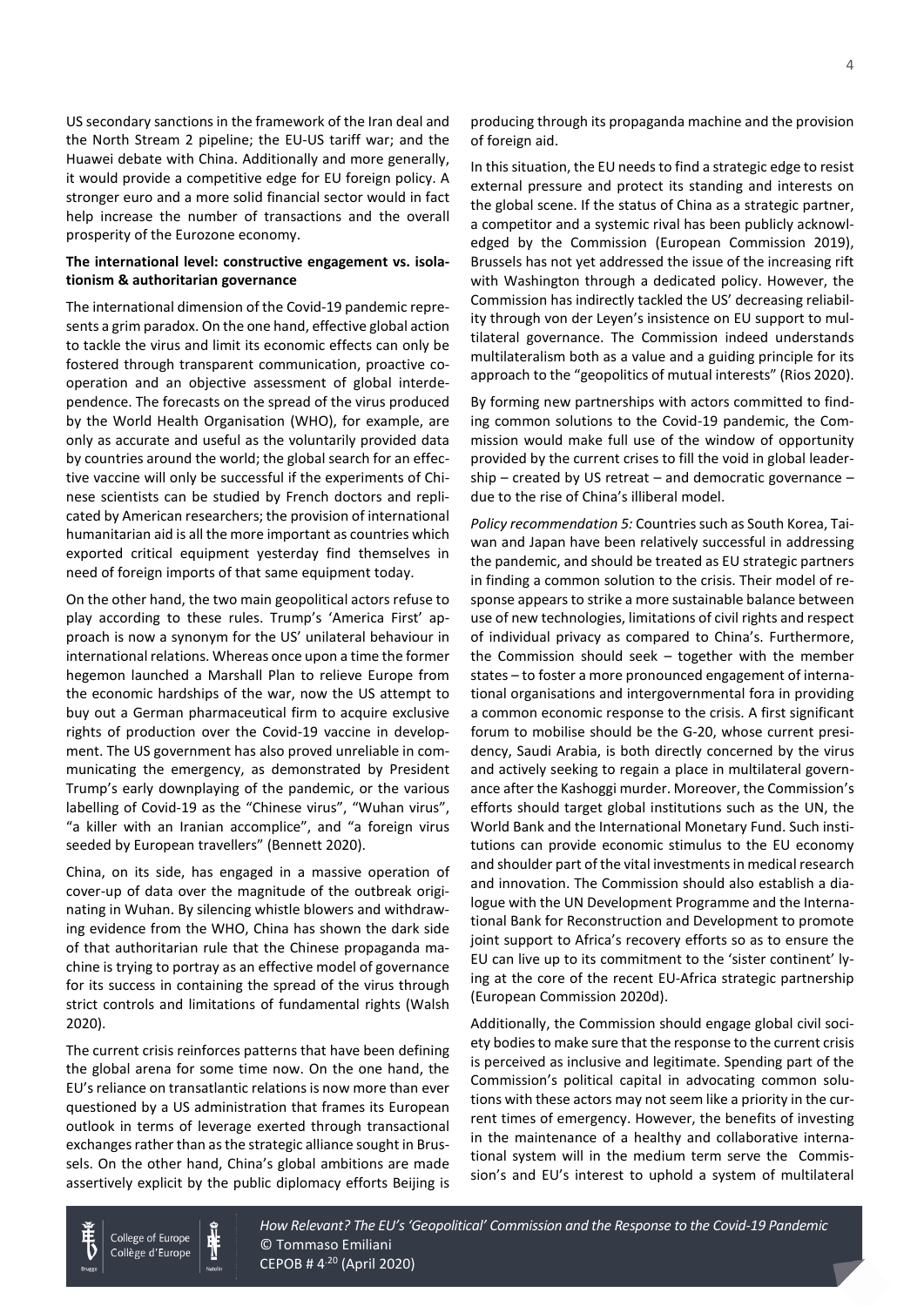US secondary sanctions in the framework of the Iran deal and the North Stream 2 pipeline; the EU-US tariff war; and the Huawei debate with China. Additionally and more generally, it would provide a competitive edge for EU foreign policy. A stronger euro and a more solid financial sector would in fact help increase the number of transactions and the overall prosperity of the Eurozone economy.

**The international level: constructive engagement vs. isolationism & authoritarian governance**

The international dimension of the Covid-19 pandemic represents a grim paradox. On the one hand, effective global action to tackle the virus and limit its economic effects can only be fostered through transparent communication, proactive cooperation and an objective assessment of global interdependence. The forecasts on the spread of the virus produced by the World Health Organisation (WHO), for example, are only as accurate and useful as the voluntarily provided data by countries around the world; the global search for an effective vaccine will only be successful if the experiments of Chinese scientists can be studied by French doctors and replicated by American researchers; the provision of international humanitarian aid is all the more important as countries which exported critical equipment yesterday find themselves in need of foreign imports of that same equipment today.

On the other hand, the two main geopolitical actors refuse to play according to these rules. Trump's 'America First' approach is now a synonym for the US' unilateral behaviour in international relations. Whereas once upon a time the former hegemon launched a Marshall Plan to relieve Europe from the economic hardships of the war, now the US attempt to buy out a German pharmaceutical firm to acquire exclusive rights of production over the Covid-19 vaccine in development. The US government has also proved unreliable in communicating the emergency, as demonstrated by President Trump's early downplaying of the pandemic, or the various labelling of Covid-19 as the "Chinese virus", "Wuhan virus", "a killer with an Iranian accomplice", and "a foreign virus seeded by European travellers" (Bennett 2020).

China, on its side, has engaged in a massive operation of cover-up of data over the magnitude of the outbreak originating in Wuhan. By silencing whistle blowers and withdrawing evidence from the WHO, China has shown the dark side of that authoritarian rule that the Chinese propaganda machine is trying to portray as an effective model of governance for its success in containing the spread of the virus through strict controls and limitations of fundamental rights (Walsh 2020).

The current crisis reinforces patterns that have been defining the global arena for some time now. On the one hand, the EU's reliance on transatlantic relations is now more than ever questioned by a US administration that frames its European outlook in terms of leverage exerted through transactional exchanges rather than as the strategic alliance sought in Brussels. On the other hand, China's global ambitions are made assertively explicit by the public diplomacy efforts Beijing is producing through its propaganda machine and the provision of foreign aid.

In this situation, the EU needs to find a strategic edge to resist external pressure and protect its standing and interests on the global scene. If the status of China as a strategic partner, a competitor and a systemic rival has been publicly acknowledged by the Commission (European Commission 2019), Brussels has not yet addressed the issue of the increasing rift with Washington through a dedicated policy. However, the Commission has indirectly tackled the US' decreasing reliability through von der Leyen's insistence on EU support to multilateral governance. The Commission indeed understands multilateralism both as a value and a guiding principle for its approach to the "geopolitics of mutual interests" (Rios 2020).

By forming new partnerships with actors committed to finding common solutions to the Covid-19 pandemic, the Commission would make full use of the window of opportunity provided by the current crises to fill the void in global leadership – created by US retreat – and democratic governance – due to the rise of China's illiberal model.

*Policy recommendation 5:* Countries such as South Korea, Taiwan and Japan have been relatively successful in addressing the pandemic, and should be treated as EU strategic partners in finding a common solution to the crisis. Their model of response appears to strike a more sustainable balance between use of new technologies, limitations of civil rights and respect of individual privacy as compared to China's. Furthermore, the Commission should seek – together with the member states – to foster a more pronounced engagement of international organisations and intergovernmental fora in providing a common economic response to the crisis. A first significant forum to mobilise should be the G-20, whose current presidency, Saudi Arabia, is both directly concerned by the virus and actively seeking to regain a place in multilateral governance after the Kashoggi murder. Moreover, the Commission's efforts should target global institutions such as the UN, the World Bank and the International Monetary Fund. Such institutions can provide economic stimulus to the EU economy and shoulder part of the vital investments in medical research and innovation. The Commission should also establish a dialogue with the UN Development Programme and the International Bank for Reconstruction and Development to promote joint support to Africa's recovery efforts so as to ensure the EU can live up to its commitment to the 'sister continent' lying at the core of the recent EU-Africa strategic partnership (European Commission 2020d).

Additionally, the Commission should engage global civil society bodies to make sure that the response to the current crisis is perceived as inclusive and legitimate. Spending part of the Commission's political capital in advocating common solutions with these actors may not seem like a priority in the current times of emergency. However, the benefits of investing in the maintenance of a healthy and collaborative international system will in the medium term serve the Commission's and EU's interest to uphold a system of multilateral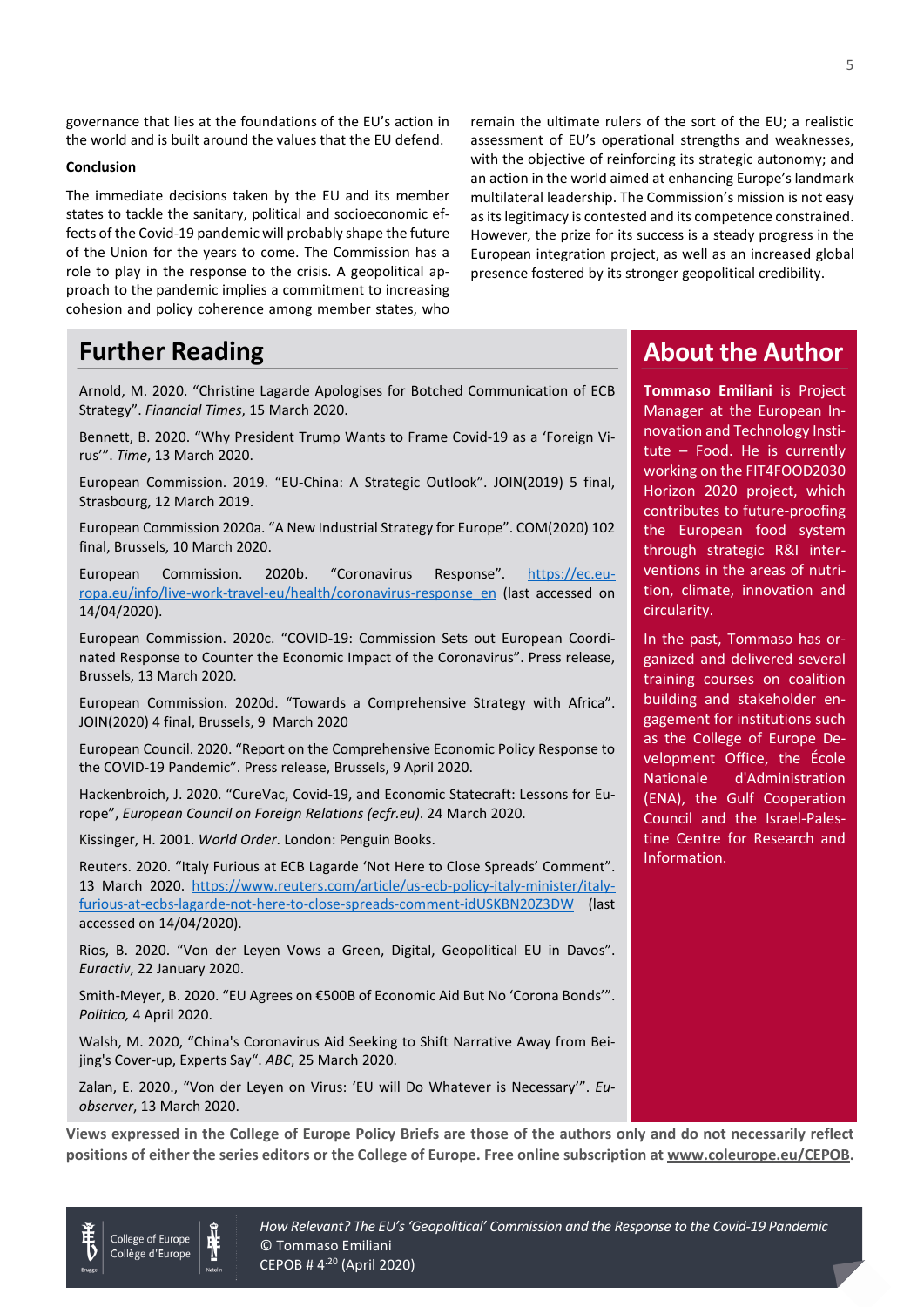governance that lies at the foundations of the EU's action in the world and is built around the values that the EU defend.

**Conclusion**

The immediate decisions taken by the EU and its member states to tackle the sanitary, political and socioeconomic effects of the Covid-19 pandemic will probably shape the future of the Union for the years to come. The Commission has a role to play in the response to the crisis. A geopolitical approach to the pandemic implies a commitment to increasing cohesion and policy coherence among member states, who remain the ultimate rulers of the sort of the EU; a realistic assessment of EU's operational strengths and weaknesses, with the objective of reinforcing its strategic autonomy; and an action in the world aimed at enhancing Europe's landmark multilateral leadership. The Commission's mission is not easy as its legitimacy is contested and its competence constrained. However, the prize for its success is a steady progress in the European integration project, as well as an increased global presence fostered by its stronger geopolitical credibility.

## Further Reading

Arnold, M. 2020. "Christine Lagarde Apologises for Botched Communication of ECB Strategy". *Financial Times*, 15 March 2020.

Bennett, B. 2020. "Why President Trump Wants to Frame Covid-19 as a 'Foreign Virus'". *Time*, 13 March 2020.

European Commission. 2019. "EU-China: A Strategic Outlook". JOIN(2019) 5 final, Strasbourg, 12 March 2019.

European Commission 2020a. "A New Industrial Strategy for Europe". COM(2020) 102 final, Brussels, 10 March 2020.

European Commission. 2020b. "Coronavirus Response". https://ec.europa.eu/info/live-work-travel-eu/health/coronavirus-response_en (last accessed on 14/04/2020).

European Commission. 2020c. "COVID-19: Commission Sets out European Coordinated Response to Counter the Economic Impact of the Coronavirus". Press release, Brussels, 13 March 2020.

European Commission. 2020d. "Towards a Comprehensive Strategy with Africa". JOIN(2020) 4 final, Brussels, 9 March 2020

European Council. 2020. "Report on the Comprehensive Economic Policy Response to the COVID-19 Pandemic". Press release, Brussels, 9 April 2020.

Hackenbroich, J. 2020. "CureVac, Covid-19, and Economic Statecraft: Lessons for Europe", *European Council on Foreign Relations (ecfr.eu)*. 24 March 2020.

Kissinger, H. 2001. *World Order*. London: Penguin Books.

Reuters. 2020. "Italy Furious at ECB Lagarde 'Not Here to Close Spreads' Comment". 13 March 2020. https://www.reuters.com/article/us-ecb-policy-italy-minister/italy-furious-at-ecbs-lagarde-not-here-to-close-spreads-comment-idUSKBN20Z3DW (last accessed on 14/04/2020).

Rios, B. 2020. "Von der Leyen Vows a Green, Digital, Geopolitical EU in Davos". *Euractiv*, 22 January 2020.

Smith-Meyer, B. 2020. "EU Agrees on €500B of Economic Aid But No 'Corona Bonds'". *Politico,* 4 April 2020.

Walsh, M. 2020, "China's Coronavirus Aid Seeking to Shift Narrative Away from Beijing's Cover-up, Experts Say". *ABC*, 25 March 2020.

Zalan, E. 2020., "Von der Leyen on Virus: 'EU will Do Whatever is Necessary'". *Euobserver*, 13 March 2020.

## About the Author

**Tommaso Emiliani** is Project Manager at the European Innovation and Technology Institute – Food. He is currently working on the FIT4FOOD2030 Horizon 2020 project, which contributes to future-proofing the European food system through strategic R&I interventions in the areas of nutrition, climate, innovation and circularity.

In the past, Tommaso has organized and delivered several training courses on coalition building and stakeholder engagement for institutions such as the College of Europe Development Office, the École Nationale d'Administration (ENA), the Gulf Cooperation Council and the Israel-Palestine Centre for Research and Information.

**Views expressed in the College of Europe Policy Briefs are those of the authors only and do not necessarily reflect positions of either the series editors or the College of Europe. Free online subscription at www.coleurope.eu/CEPOB.**

College of Europe
Collège d'Europe

*How Relevant? The EU's 'Geopolitical' Commission and the Response to the Covid-19 Pandemic*
© Tommaso Emiliani
CEPOB # 4.20 (April 2020)